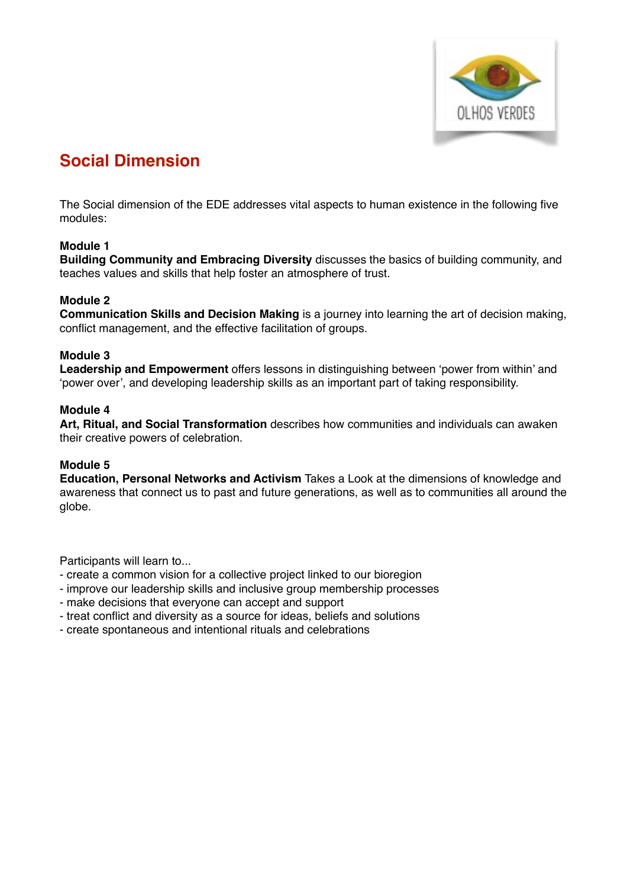OLHOS VERDES

# Social Dimension

The Social dimension of the EDE addresses vital aspects to human existence in the following five modules:

**Module 1**
**Building Community and Embracing Diversity** discusses the basics of building community, and teaches values and skills that help foster an atmosphere of trust.

**Module 2**
**Communication Skills and Decision Making** is a journey into learning the art of decision making, conflict management, and the effective facilitation of groups.

**Module 3**
**Leadership and Empowerment** offers lessons in distinguishing between 'power from within' and 'power over', and developing leadership skills as an important part of taking responsibility.

**Module 4**
**Art, Ritual, and Social Transformation** describes how communities and individuals can awaken their creative powers of celebration.

**Module 5**
**Education, Personal Networks and Activism** Takes a Look at the dimensions of knowledge and awareness that connect us to past and future generations, as well as to communities all around the globe.

Participants will learn to...
- create a common vision for a collective project linked to our bioregion
- improve our leadership skills and inclusive group membership processes
- make decisions that everyone can accept and support
- treat conflict and diversity as a source for ideas, beliefs and solutions
- create spontaneous and intentional rituals and celebrations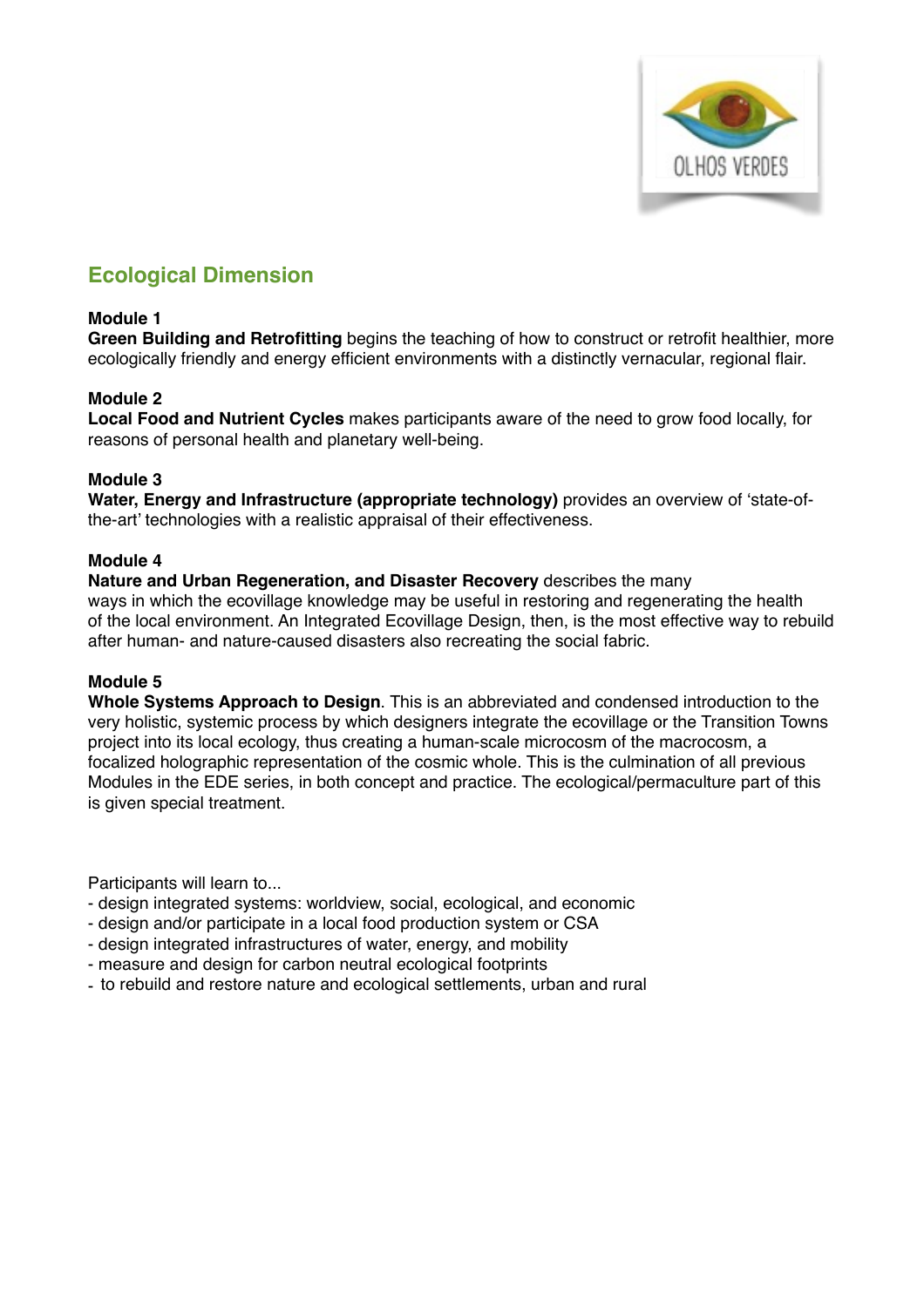## Ecological Dimension

**Module 1**
**Green Building and Retrofitting** begins the teaching of how to construct or retrofit healthier, more ecologically friendly and energy efficient environments with a distinctly vernacular, regional flair.

**Module 2**
**Local Food and Nutrient Cycles** makes participants aware of the need to grow food locally, for reasons of personal health and planetary well-being.

**Module 3**
**Water, Energy and Infrastructure (appropriate technology)** provides an overview of 'state-of-the-art' technologies with a realistic appraisal of their effectiveness.

**Module 4**
**Nature and Urban Regeneration, and Disaster Recovery** describes the many ways in which the ecovillage knowledge may be useful in restoring and regenerating the health of the local environment. An Integrated Ecovillage Design, then, is the most effective way to rebuild after human- and nature-caused disasters also recreating the social fabric.

**Module 5**
**Whole Systems Approach to Design**. This is an abbreviated and condensed introduction to the very holistic, systemic process by which designers integrate the ecovillage or the Transition Towns project into its local ecology, thus creating a human-scale microcosm of the macrocosm, a focalized holographic representation of the cosmic whole. This is the culmination of all previous Modules in the EDE series, in both concept and practice. The ecological/permaculture part of this is given special treatment.

Participants will learn to...

- design integrated systems: worldview, social, ecological, and economic
- design and/or participate in a local food production system or CSA
- design integrated infrastructures of water, energy, and mobility
- measure and design for carbon neutral ecological footprints
- to rebuild and restore nature and ecological settlements, urban and rural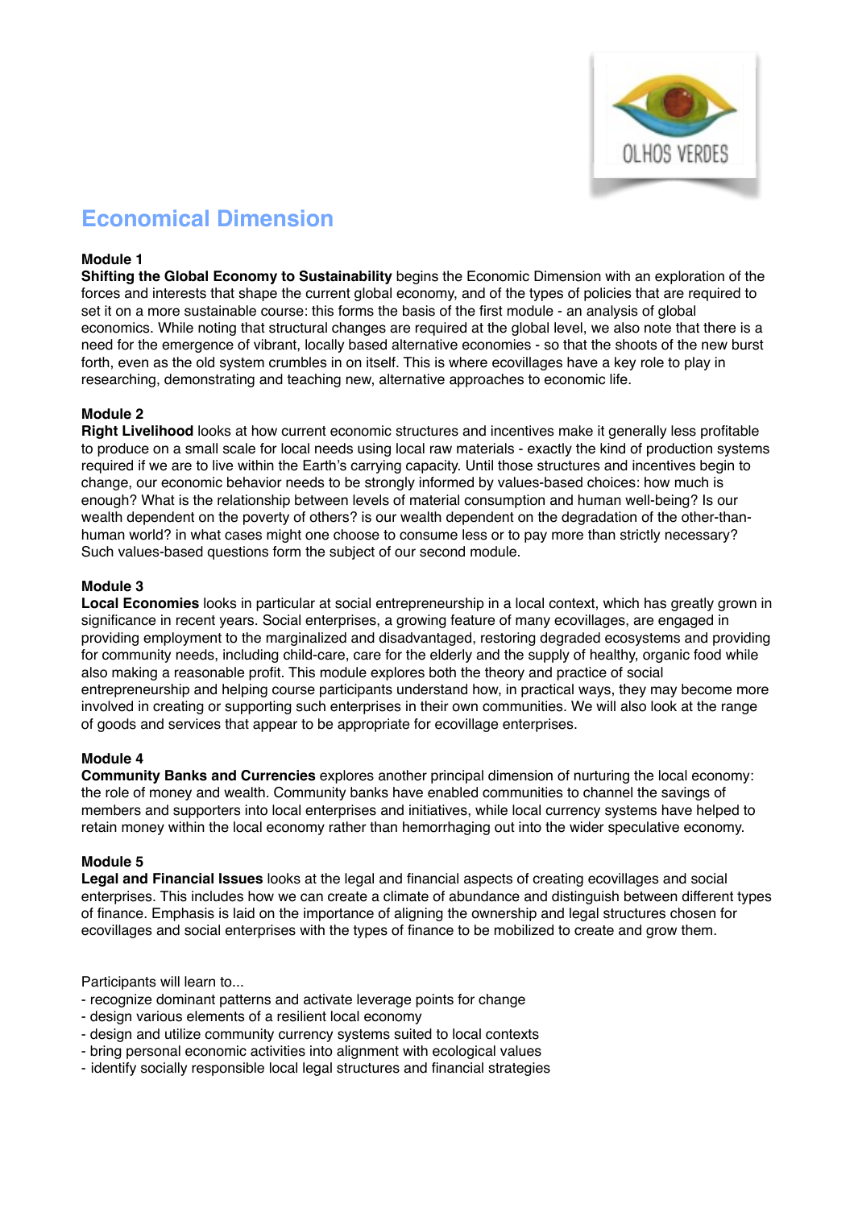# Economical Dimension

**Module 1**

**Shifting the Global Economy to Sustainability** begins the Economic Dimension with an exploration of the forces and interests that shape the current global economy, and of the types of policies that are required to set it on a more sustainable course: this forms the basis of the first module - an analysis of global economics. While noting that structural changes are required at the global level, we also note that there is a need for the emergence of vibrant, locally based alternative economies - so that the shoots of the new burst forth, even as the old system crumbles in on itself. This is where ecovillages have a key role to play in researching, demonstrating and teaching new, alternative approaches to economic life.

**Module 2**

**Right Livelihood** looks at how current economic structures and incentives make it generally less profitable to produce on a small scale for local needs using local raw materials - exactly the kind of production systems required if we are to live within the Earth's carrying capacity. Until those structures and incentives begin to change, our economic behavior needs to be strongly informed by values-based choices: how much is enough? What is the relationship between levels of material consumption and human well-being? Is our wealth dependent on the poverty of others? is our wealth dependent on the degradation of the other-than-human world? in what cases might one choose to consume less or to pay more than strictly necessary? Such values-based questions form the subject of our second module.

**Module 3**

**Local Economies** looks in particular at social entrepreneurship in a local context, which has greatly grown in significance in recent years. Social enterprises, a growing feature of many ecovillages, are engaged in providing employment to the marginalized and disadvantaged, restoring degraded ecosystems and providing for community needs, including child-care, care for the elderly and the supply of healthy, organic food while also making a reasonable profit. This module explores both the theory and practice of social entrepreneurship and helping course participants understand how, in practical ways, they may become more involved in creating or supporting such enterprises in their own communities. We will also look at the range of goods and services that appear to be appropriate for ecovillage enterprises.

**Module 4**

**Community Banks and Currencies** explores another principal dimension of nurturing the local economy: the role of money and wealth. Community banks have enabled communities to channel the savings of members and supporters into local enterprises and initiatives, while local currency systems have helped to retain money within the local economy rather than hemorrhaging out into the wider speculative economy.

**Module 5**

**Legal and Financial Issues** looks at the legal and financial aspects of creating ecovillages and social enterprises. This includes how we can create a climate of abundance and distinguish between different types of finance. Emphasis is laid on the importance of aligning the ownership and legal structures chosen for ecovillages and social enterprises with the types of finance to be mobilized to create and grow them.

Participants will learn to...

- recognize dominant patterns and activate leverage points for change
- design various elements of a resilient local economy
- design and utilize community currency systems suited to local contexts
- bring personal economic activities into alignment with ecological values
- identify socially responsible local legal structures and financial strategies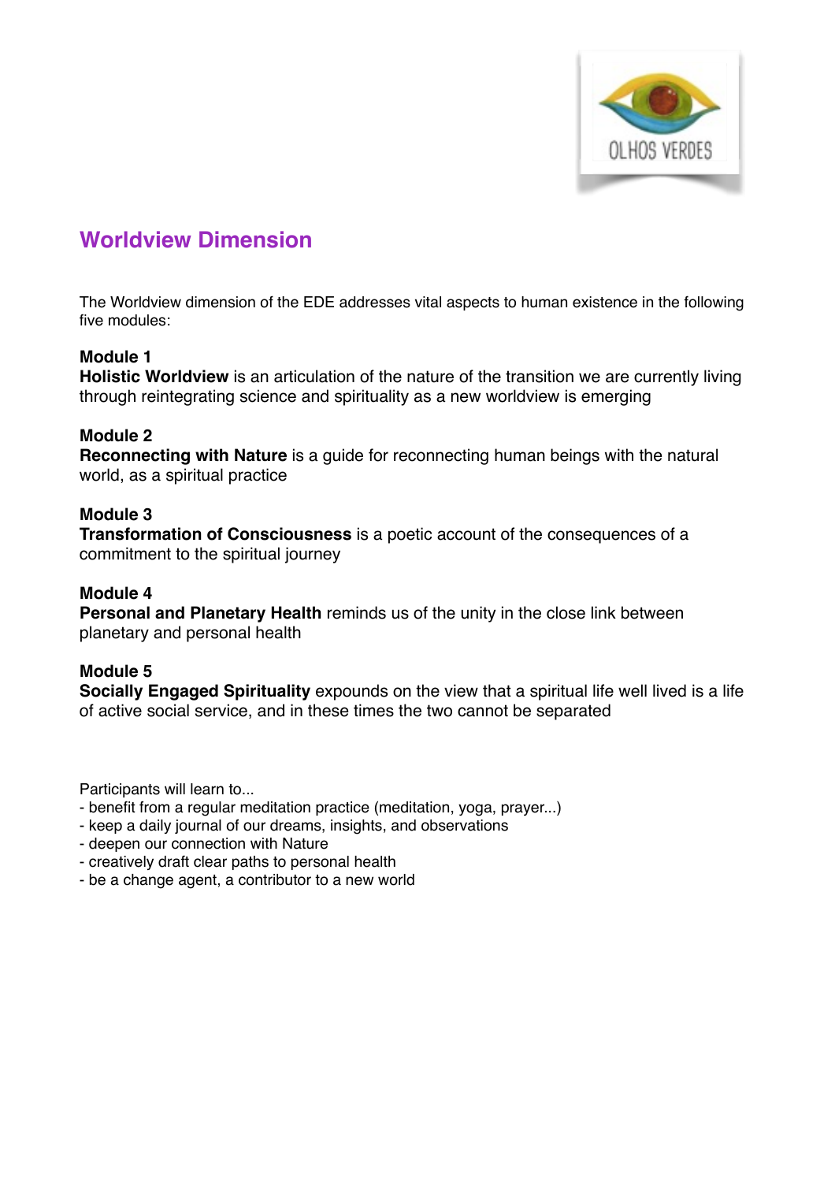## Worldview Dimension

The Worldview dimension of the EDE addresses vital aspects to human existence in the following five modules:

**Module 1**
**Holistic Worldview** is an articulation of the nature of the transition we are currently living through reintegrating science and spirituality as a new worldview is emerging

**Module 2**
**Reconnecting with Nature** is a guide for reconnecting human beings with the natural world, as a spiritual practice

**Module 3**
**Transformation of Consciousness** is a poetic account of the consequences of a commitment to the spiritual journey

**Module 4**
**Personal and Planetary Health** reminds us of the unity in the close link between planetary and personal health

**Module 5**
**Socially Engaged Spirituality** expounds on the view that a spiritual life well lived is a life of active social service, and in these times the two cannot be separated

Participants will learn to...
- benefit from a regular meditation practice (meditation, yoga, prayer...)
- keep a daily journal of our dreams, insights, and observations
- deepen our connection with Nature
- creatively draft clear paths to personal health
- be a change agent, a contributor to a new world